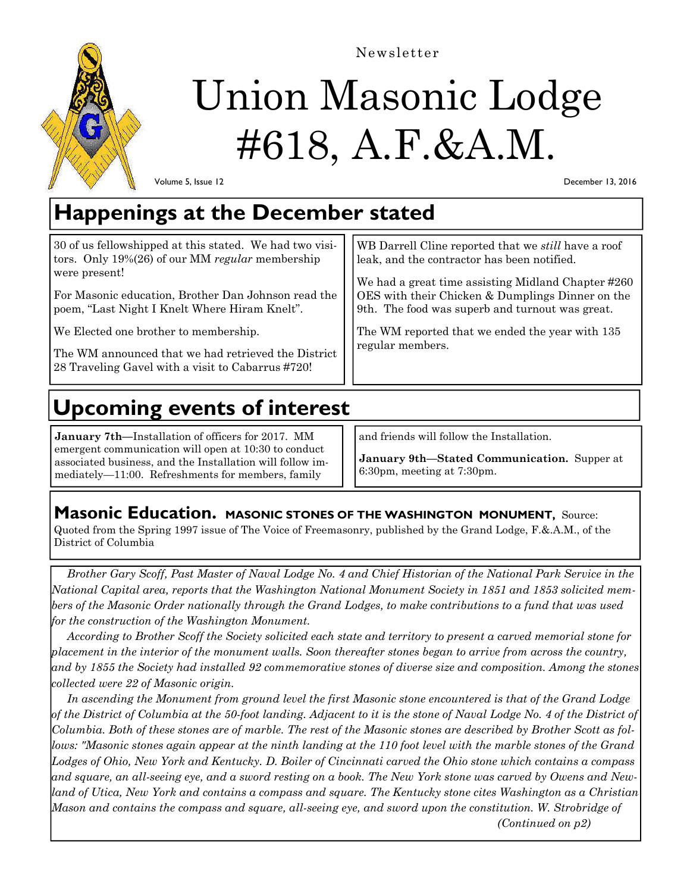Newsletter

# Union Masonic Lodge #618, A.F.&A.M.

Volume 5, Issue 12 — December 13, 2016

## Happenings at the December stated

30 of us fellowshipped at this stated. We had two visitors. Only 19%(26) of our MM *regular* membership were present!

For Masonic education, Brother Dan Johnson read the poem, "Last Night I Knelt Where Hiram Knelt".

We Elected one brother to membership.

The WM announced that we had retrieved the District 28 Traveling Gavel with a visit to Cabarrus #720!

WB Darrell Cline reported that we *still* have a roof leak, and the contractor has been notified.

We had a great time assisting Midland Chapter #260 OES with their Chicken & Dumplings Dinner on the 9th. The food was superb and turnout was great.

The WM reported that we ended the year with 135 regular members.

## Upcoming events of interest

**January 7th—**Installation of officers for 2017. MM emergent communication will open at 10:30 to conduct associated business, and the Installation will follow immediately—11:00. Refreshments for members, family and friends will follow the Installation.

**January 9th—Stated Communication.** Supper at 6:30pm, meeting at 7:30pm.

## Masonic Education. MASONIC STONES OF THE WASHINGTON MONUMENT, Source: Quoted from the Spring 1997 issue of The Voice of Freemasonry, published by the Grand Lodge, F.&.A.M., of the District of Columbia

*Brother Gary Scoff, Past Master of Naval Lodge No. 4 and Chief Historian of the National Park Service in the National Capital area, reports that the Washington National Monument Society in 1851 and 1853 solicited members of the Masonic Order nationally through the Grand Lodges, to make contributions to a fund that was used for the construction of the Washington Monument.*

*According to Brother Scoff the Society solicited each state and territory to present a carved memorial stone for placement in the interior of the monument walls. Soon thereafter stones began to arrive from across the country, and by 1855 the Society had installed 92 commemorative stones of diverse size and composition. Among the stones collected were 22 of Masonic origin.*

*In ascending the Monument from ground level the first Masonic stone encountered is that of the Grand Lodge of the District of Columbia at the 50-foot landing. Adjacent to it is the stone of Naval Lodge No. 4 of the District of Columbia. Both of these stones are of marble. The rest of the Masonic stones are described by Brother Scott as follows: "Masonic stones again appear at the ninth landing at the 110 foot level with the marble stones of the Grand Lodges of Ohio, New York and Kentucky. D. Boiler of Cincinnati carved the Ohio stone which contains a compass and square, an all-seeing eye, and a sword resting on a book. The New York stone was carved by Owens and Newland of Utica, New York and contains a compass and square. The Kentucky stone cites Washington as a Christian Mason and contains the compass and square, all-seeing eye, and sword upon the constitution. W. Strobridge of*

*(Continued on p2)*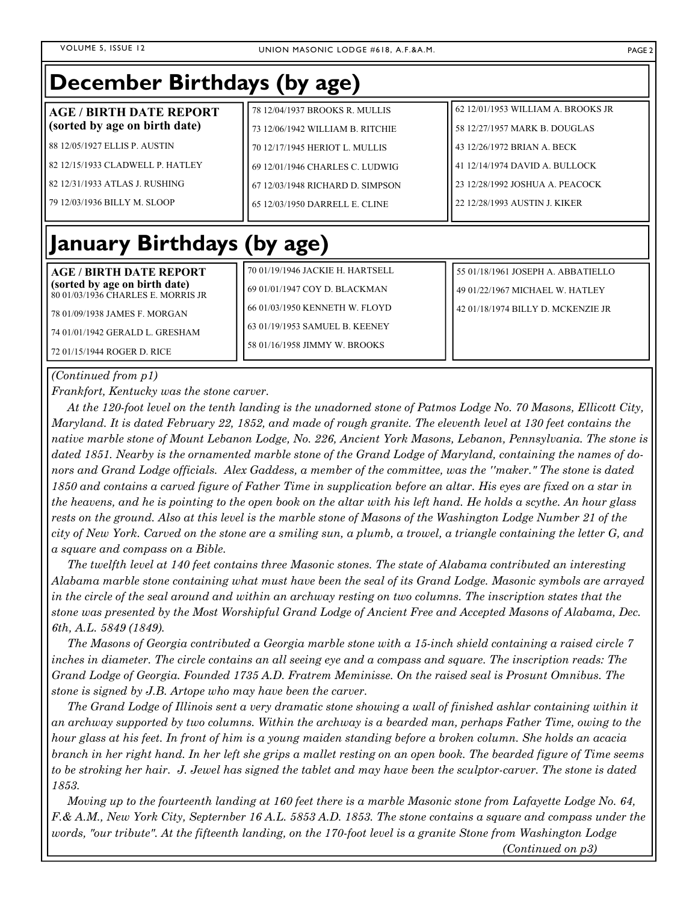# December Birthdays (by age)

**AGE / BIRTH DATE REPORT**
**(sorted by age on birth date)**

88 12/05/1927 ELLIS P. AUSTIN

82 12/15/1933 CLADWELL P. HATLEY

82 12/31/1933 ATLAS J. RUSHING

79 12/03/1936 BILLY M. SLOOP

78 12/04/1937 BROOKS R. MULLIS

73 12/06/1942 WILLIAM B. RITCHIE

70 12/17/1945 HERIOT L. MULLIS

69 12/01/1946 CHARLES C. LUDWIG

67 12/03/1948 RICHARD D. SIMPSON

65 12/03/1950 DARRELL E. CLINE

62 12/01/1953 WILLIAM A. BROOKS JR

58 12/27/1957 MARK B. DOUGLAS

43 12/26/1972 BRIAN A. BECK

41 12/14/1974 DAVID A. BULLOCK

23 12/28/1992 JOSHUA A. PEACOCK

22 12/28/1993 AUSTIN J. KIKER

# January Birthdays (by age)

**AGE / BIRTH DATE REPORT**
**(sorted by age on birth date)**

80 01/03/1936 CHARLES E. MORRIS JR

78 01/09/1938 JAMES F. MORGAN

74 01/01/1942 GERALD L. GRESHAM

72 01/15/1944 ROGER D. RICE

70 01/19/1946 JACKIE H. HARTSELL

69 01/01/1947 COY D. BLACKMAN

66 01/03/1950 KENNETH W. FLOYD

63 01/19/1953 SAMUEL B. KEENEY

58 01/16/1958 JIMMY W. BROOKS

55 01/18/1961 JOSEPH A. ABBATIELLO

49 01/22/1967 MICHAEL W. HATLEY

42 01/18/1974 BILLY D. MCKENZIE JR

*(Continued from p1)*

*Frankfort, Kentucky was the stone carver.*

*At the 120-foot level on the tenth landing is the unadorned stone of Patmos Lodge No. 70 Masons, Ellicott City, Maryland. It is dated February 22, 1852, and made of rough granite. The eleventh level at 130 feet contains the native marble stone of Mount Lebanon Lodge, No. 226, Ancient York Masons, Lebanon, Pennsylvania. The stone is dated 1851. Nearby is the ornamented marble stone of the Grand Lodge of Maryland, containing the names of donors and Grand Lodge officials. Alex Gaddess, a member of the committee, was the "maker." The stone is dated 1850 and contains a carved figure of Father Time in supplication before an altar. His eyes are fixed on a star in the heavens, and he is pointing to the open book on the altar with his left hand. He holds a scythe. An hour glass rests on the ground. Also at this level is the marble stone of Masons of the Washington Lodge Number 21 of the city of New York. Carved on the stone are a smiling sun, a plumb, a trowel, a triangle containing the letter G, and a square and compass on a Bible.*

*The twelfth level at 140 feet contains three Masonic stones. The state of Alabama contributed an interesting Alabama marble stone containing what must have been the seal of its Grand Lodge. Masonic symbols are arrayed in the circle of the seal around and within an archway resting on two columns. The inscription states that the stone was presented by the Most Worshipful Grand Lodge of Ancient Free and Accepted Masons of Alabama, Dec. 6th, A.L. 5849 (1849).*

*The Masons of Georgia contributed a Georgia marble stone with a 15-inch shield containing a raised circle 7 inches in diameter. The circle contains an all seeing eye and a compass and square. The inscription reads: The Grand Lodge of Georgia. Founded 1735 A.D. Fratrem Meminisse. On the raised seal is Prosunt Omnibus. The stone is signed by J.B. Artope who may have been the carver.*

*The Grand Lodge of Illinois sent a very dramatic stone showing a wall of finished ashlar containing within it an archway supported by two columns. Within the archway is a bearded man, perhaps Father Time, owing to the hour glass at his feet. In front of him is a young maiden standing before a broken column. She holds an acacia branch in her right hand. In her left she grips a mallet resting on an open book. The bearded figure of Time seems to be stroking her hair. J. Jewel has signed the tablet and may have been the sculptor-carver. The stone is dated 1853.*

*Moving up to the fourteenth landing at 160 feet there is a marble Masonic stone from Lafayette Lodge No. 64, F.& A.M., New York City, Septernber 16 A.L. 5853 A.D. 1853. The stone contains a square and compass under the words, "our tribute". At the fifteenth landing, on the 170-foot level is a granite Stone from Washington Lodge*

*(Continued on p3)*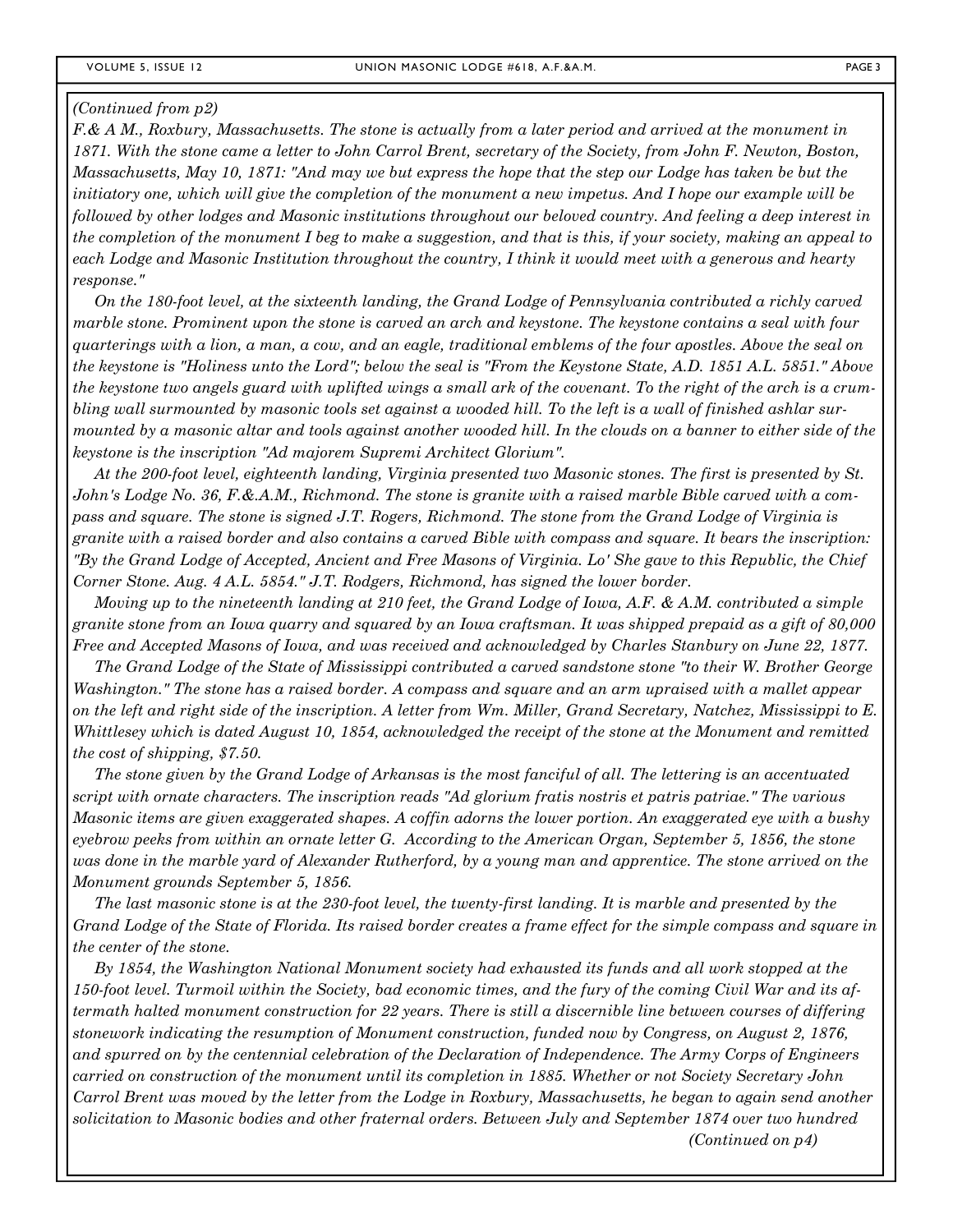*(Continued from p2)*

*F.& A M., Roxbury, Massachusetts. The stone is actually from a later period and arrived at the monument in 1871. With the stone came a letter to John Carrol Brent, secretary of the Society, from John F. Newton, Boston, Massachusetts, May 10, 1871: "And may we but express the hope that the step our Lodge has taken be but the initiatory one, which will give the completion of the monument a new impetus. And I hope our example will be followed by other lodges and Masonic institutions throughout our beloved country. And feeling a deep interest in the completion of the monument I beg to make a suggestion, and that is this, if your society, making an appeal to each Lodge and Masonic Institution throughout the country, I think it would meet with a generous and hearty response."*

*On the 180-foot level, at the sixteenth landing, the Grand Lodge of Pennsylvania contributed a richly carved marble stone. Prominent upon the stone is carved an arch and keystone. The keystone contains a seal with four quarterings with a lion, a man, a cow, and an eagle, traditional emblems of the four apostles. Above the seal on the keystone is "Holiness unto the Lord"; below the seal is "From the Keystone State, A.D. 1851 A.L. 5851." Above the keystone two angels guard with uplifted wings a small ark of the covenant. To the right of the arch is a crumbling wall surmounted by masonic tools set against a wooded hill. To the left is a wall of finished ashlar surmounted by a masonic altar and tools against another wooded hill. In the clouds on a banner to either side of the keystone is the inscription "Ad majorem Supremi Architect Glorium".*

*At the 200-foot level, eighteenth landing, Virginia presented two Masonic stones. The first is presented by St. John's Lodge No. 36, F.&.A.M., Richmond. The stone is granite with a raised marble Bible carved with a compass and square. The stone is signed J.T. Rogers, Richmond. The stone from the Grand Lodge of Virginia is granite with a raised border and also contains a carved Bible with compass and square. It bears the inscription: "By the Grand Lodge of Accepted, Ancient and Free Masons of Virginia. Lo' She gave to this Republic, the Chief Corner Stone. Aug. 4 A.L. 5854." J.T. Rodgers, Richmond, has signed the lower border.*

*Moving up to the nineteenth landing at 210 feet, the Grand Lodge of Iowa, A.F. & A.M. contributed a simple granite stone from an Iowa quarry and squared by an Iowa craftsman. It was shipped prepaid as a gift of 80,000 Free and Accepted Masons of Iowa, and was received and acknowledged by Charles Stanbury on June 22, 1877.*

*The Grand Lodge of the State of Mississippi contributed a carved sandstone stone "to their W. Brother George Washington." The stone has a raised border. A compass and square and an arm upraised with a mallet appear on the left and right side of the inscription. A letter from Wm. Miller, Grand Secretary, Natchez, Mississippi to E. Whittlesey which is dated August 10, 1854, acknowledged the receipt of the stone at the Monument and remitted the cost of shipping, $7.50.*

*The stone given by the Grand Lodge of Arkansas is the most fanciful of all. The lettering is an accentuated script with ornate characters. The inscription reads "Ad glorium fratis nostris et patris patriae." The various Masonic items are given exaggerated shapes. A coffin adorns the lower portion. An exaggerated eye with a bushy eyebrow peeks from within an ornate letter G. According to the American Organ, September 5, 1856, the stone was done in the marble yard of Alexander Rutherford, by a young man and apprentice. The stone arrived on the Monument grounds September 5, 1856.*

*The last masonic stone is at the 230-foot level, the twenty-first landing. It is marble and presented by the Grand Lodge of the State of Florida. Its raised border creates a frame effect for the simple compass and square in the center of the stone.*

*By 1854, the Washington National Monument society had exhausted its funds and all work stopped at the 150-foot level. Turmoil within the Society, bad economic times, and the fury of the coming Civil War and its aftermath halted monument construction for 22 years. There is still a discernible line between courses of differing stonework indicating the resumption of Monument construction, funded now by Congress, on August 2, 1876, and spurred on by the centennial celebration of the Declaration of Independence. The Army Corps of Engineers carried on construction of the monument until its completion in 1885. Whether or not Society Secretary John Carrol Brent was moved by the letter from the Lodge in Roxbury, Massachusetts, he began to again send another solicitation to Masonic bodies and other fraternal orders. Between July and September 1874 over two hundred*

*(Continued on p4)*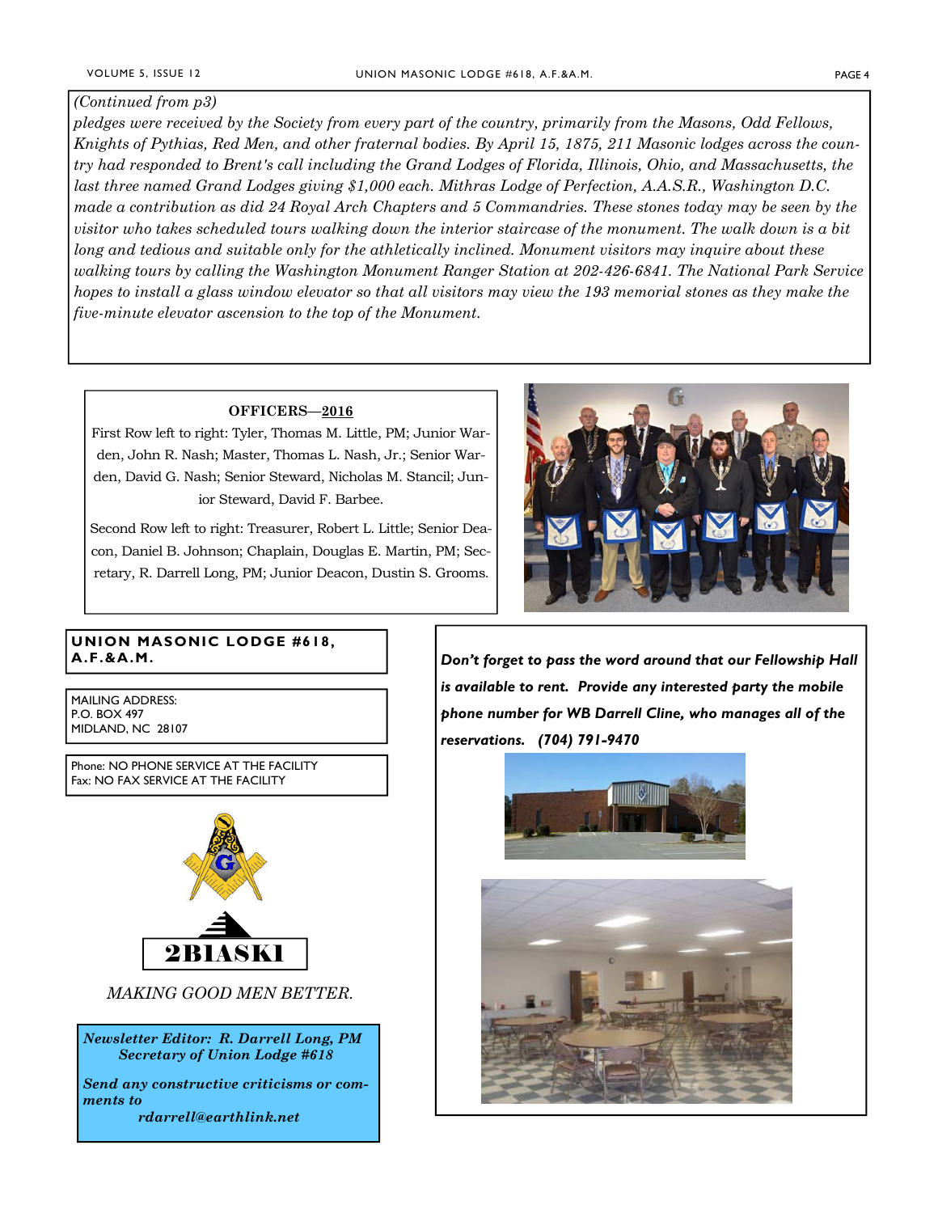*(Continued from p3)*

*pledges were received by the Society from every part of the country, primarily from the Masons, Odd Fellows, Knights of Pythias, Red Men, and other fraternal bodies. By April 15, 1875, 211 Masonic lodges across the country had responded to Brent's call including the Grand Lodges of Florida, Illinois, Ohio, and Massachusetts, the last three named Grand Lodges giving $1,000 each. Mithras Lodge of Perfection, A.A.S.R., Washington D.C. made a contribution as did 24 Royal Arch Chapters and 5 Commandries. These stones today may be seen by the visitor who takes scheduled tours walking down the interior staircase of the monument. The walk down is a bit long and tedious and suitable only for the athletically inclined. Monument visitors may inquire about these walking tours by calling the Washington Monument Ranger Station at 202-426-6841. The National Park Service hopes to install a glass window elevator so that all visitors may view the 193 memorial stones as they make the five-minute elevator ascension to the top of the Monument.*

**OFFICERS—2016**

First Row left to right: Tyler, Thomas M. Little, PM; Junior Warden, John R. Nash; Master, Thomas L. Nash, Jr.; Senior Warden, David G. Nash; Senior Steward, Nicholas M. Stancil; Junior Steward, David F. Barbee.

Second Row left to right: Treasurer, Robert L. Little; Senior Deacon, Daniel B. Johnson; Chaplain, Douglas E. Martin, PM; Secretary, R. Darrell Long, PM; Junior Deacon, Dustin S. Grooms.

**UNION MASONIC LODGE #618, A.F.&A.M.**

MAILING ADDRESS:
P.O. BOX 497
MIDLAND, NC 28107

Phone: NO PHONE SERVICE AT THE FACILITY
Fax: NO FAX SERVICE AT THE FACILITY

2B1ASK1

*MAKING GOOD MEN BETTER.*

***Newsletter Editor: R. Darrell Long, PM***
***Secretary of Union Lodge #618***

***Send any constructive criticisms or comments to***
***rdarrell@earthlink.net***

***Don't forget to pass the word around that our Fellowship Hall is available to rent. Provide any interested party the mobile phone number for WB Darrell Cline, who manages all of the reservations. (704) 791-9470***